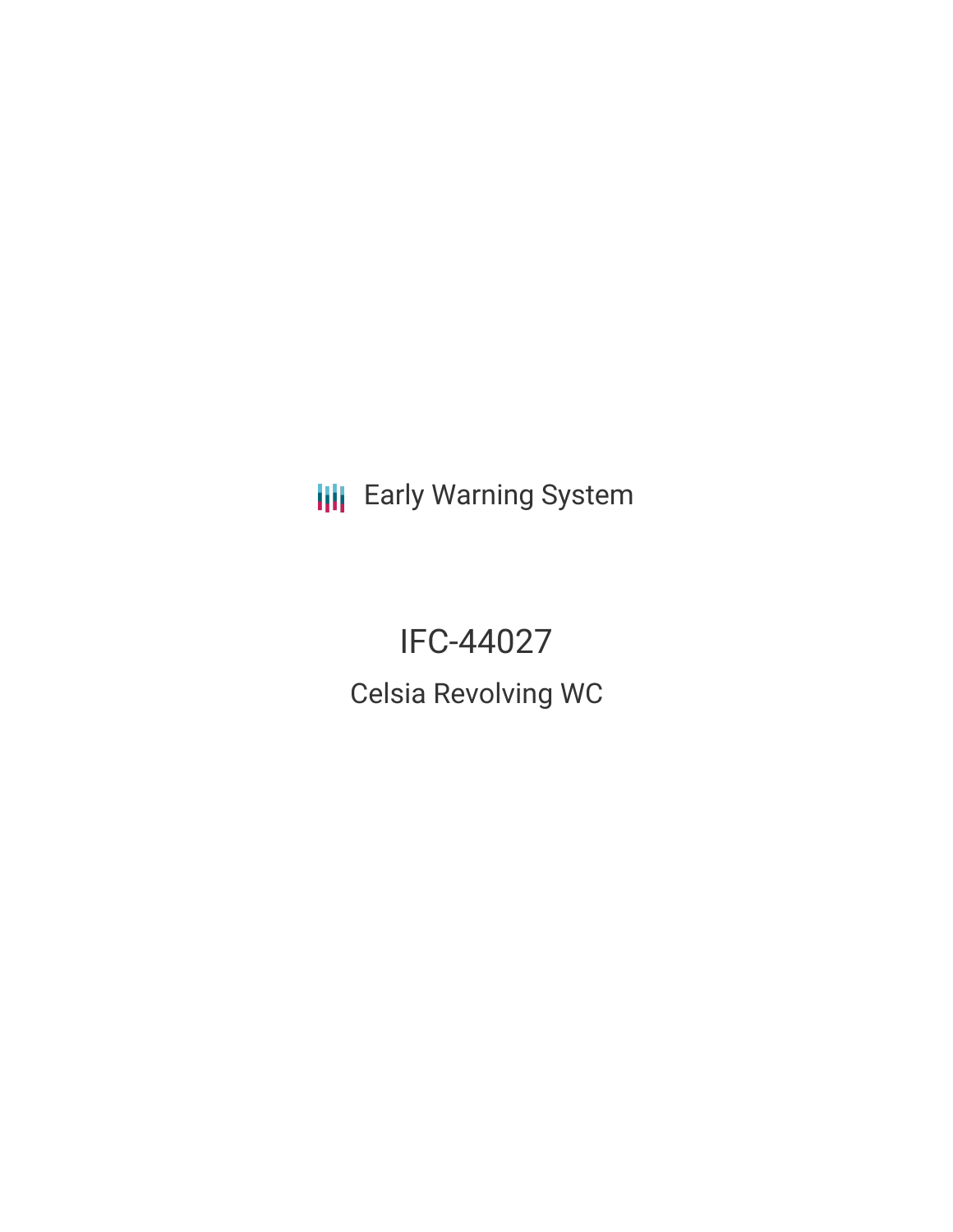Early Warning System

# IFC-44027

## Celsia Revolving WC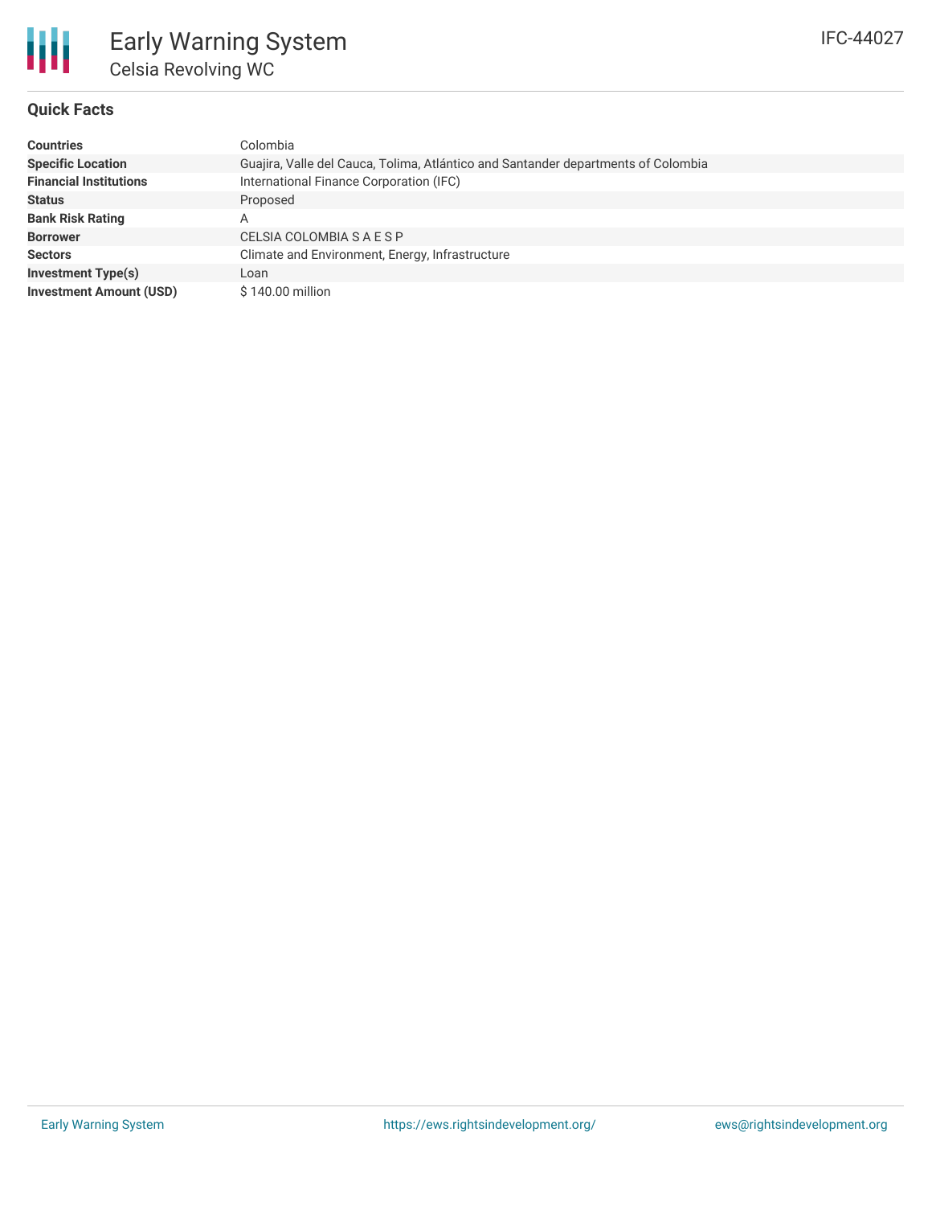# Early Warning System

## Celsia Revolving WC

IFC-44027

### Quick Facts

| | |
|---|---|
| **Countries** | Colombia |
| **Specific Location** | Guajira, Valle del Cauca, Tolima, Atlántico and Santander departments of Colombia |
| **Financial Institutions** | International Finance Corporation (IFC) |
| **Status** | Proposed |
| **Bank Risk Rating** | A |
| **Borrower** | CELSIA COLOMBIA S A E S P |
| **Sectors** | Climate and Environment, Energy, Infrastructure |
| **Investment Type(s)** | Loan |
| **Investment Amount (USD)** | $ 140.00 million |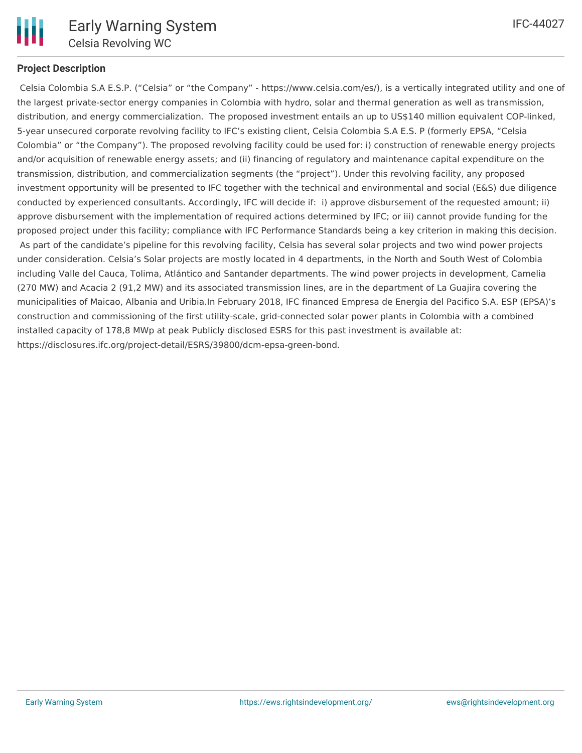## Project Description

Celsia Colombia S.A E.S.P. ("Celsia" or "the Company" - https://www.celsia.com/es/), is a vertically integrated utility and one of the largest private-sector energy companies in Colombia with hydro, solar and thermal generation as well as transmission, distribution, and energy commercialization. The proposed investment entails an up to US$140 million equivalent COP-linked, 5-year unsecured corporate revolving facility to IFC's existing client, Celsia Colombia S.A E.S. P (formerly EPSA, "Celsia Colombia" or "the Company"). The proposed revolving facility could be used for: i) construction of renewable energy projects and/or acquisition of renewable energy assets; and (ii) financing of regulatory and maintenance capital expenditure on the transmission, distribution, and commercialization segments (the "project"). Under this revolving facility, any proposed investment opportunity will be presented to IFC together with the technical and environmental and social (E&S) due diligence conducted by experienced consultants. Accordingly, IFC will decide if: i) approve disbursement of the requested amount; ii) approve disbursement with the implementation of required actions determined by IFC; or iii) cannot provide funding for the proposed project under this facility; compliance with IFC Performance Standards being a key criterion in making this decision. As part of the candidate's pipeline for this revolving facility, Celsia has several solar projects and two wind power projects under consideration. Celsia's Solar projects are mostly located in 4 departments, in the North and South West of Colombia including Valle del Cauca, Tolima, Atlántico and Santander departments. The wind power projects in development, Camelia (270 MW) and Acacia 2 (91,2 MW) and its associated transmission lines, are in the department of La Guajira covering the municipalities of Maicao, Albania and Uribia.In February 2018, IFC financed Empresa de Energia del Pacifico S.A. ESP (EPSA)'s construction and commissioning of the first utility-scale, grid-connected solar power plants in Colombia with a combined installed capacity of 178,8 MWp at peak Publicly disclosed ESRS for this past investment is available at: https://disclosures.ifc.org/project-detail/ESRS/39800/dcm-epsa-green-bond.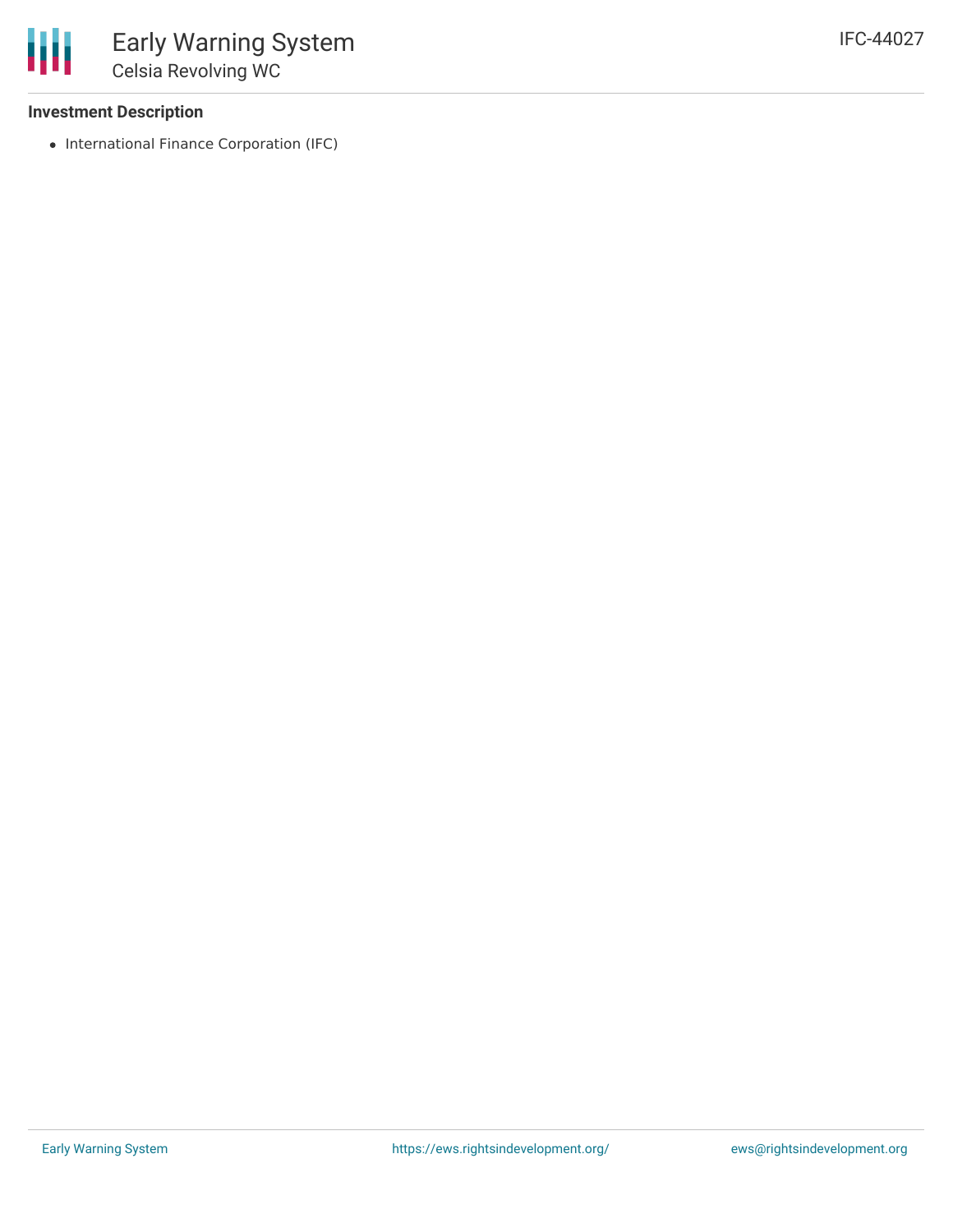**Investment Description**

- International Finance Corporation (IFC)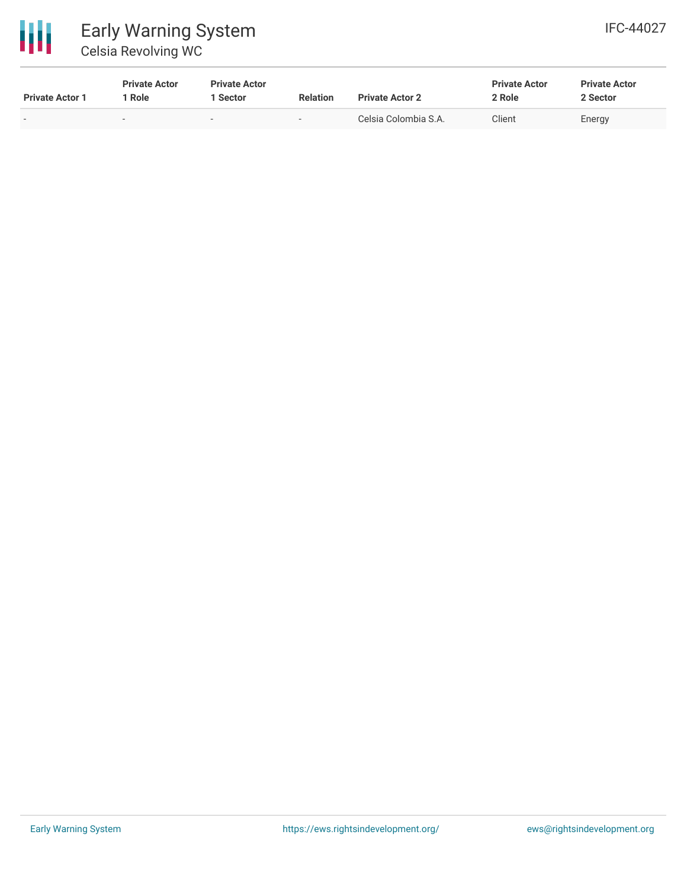| Private Actor 1 | Private Actor 1 Role | Private Actor 1 Sector | Relation | Private Actor 2 | Private Actor 2 Role | Private Actor 2 Sector |
|---|---|---|---|---|---|---|
| - | - | - | - | Celsia Colombia S.A. | Client | Energy |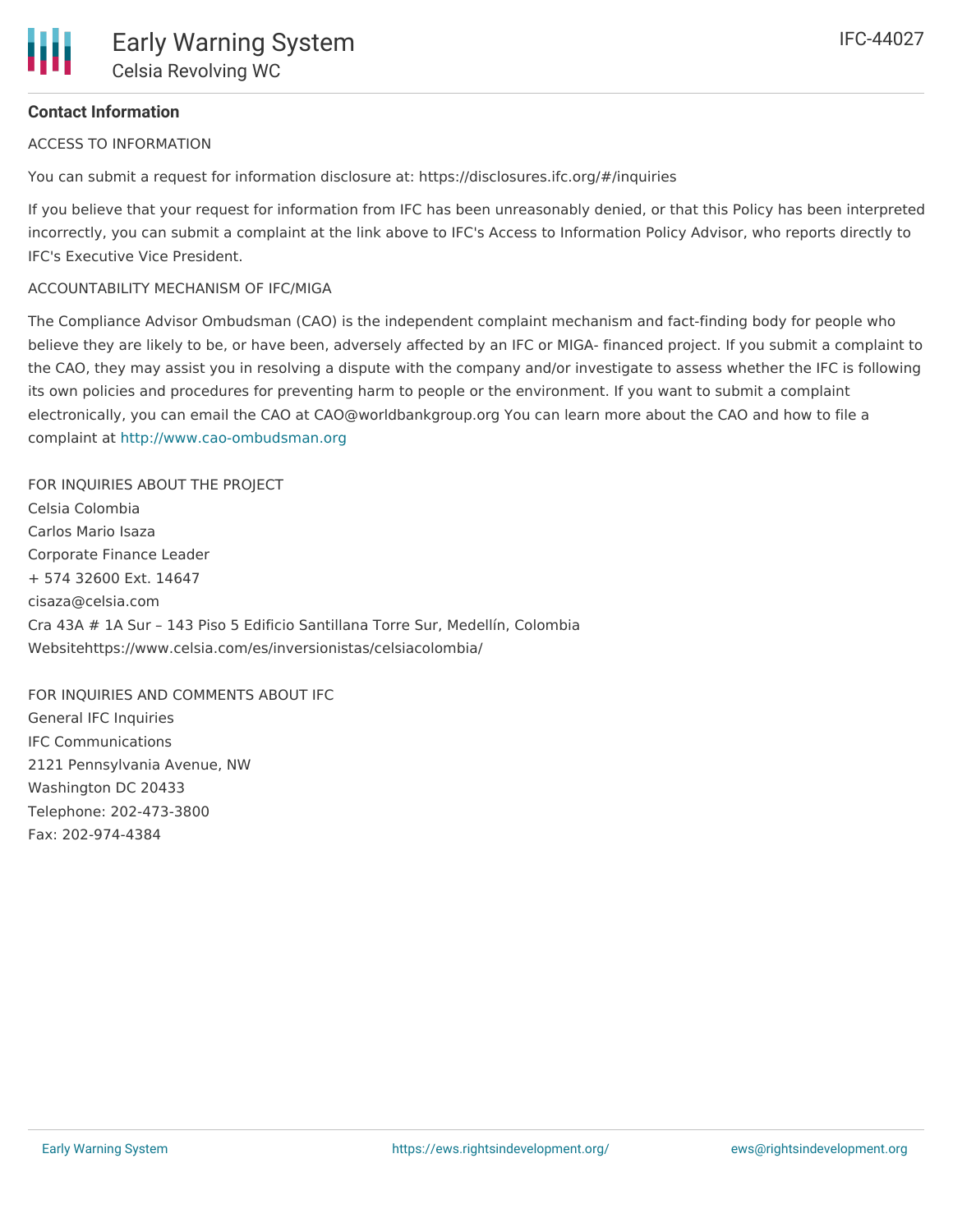#### Contact Information

ACCESS TO INFORMATION

You can submit a request for information disclosure at: https://disclosures.ifc.org/#/inquiries

If you believe that your request for information from IFC has been unreasonably denied, or that this Policy has been interpreted incorrectly, you can submit a complaint at the link above to IFC's Access to Information Policy Advisor, who reports directly to IFC's Executive Vice President.

ACCOUNTABILITY MECHANISM OF IFC/MIGA

The Compliance Advisor Ombudsman (CAO) is the independent complaint mechanism and fact-finding body for people who believe they are likely to be, or have been, adversely affected by an IFC or MIGA- financed project. If you submit a complaint to the CAO, they may assist you in resolving a dispute with the company and/or investigate to assess whether the IFC is following its own policies and procedures for preventing harm to people or the environment. If you want to submit a complaint electronically, you can email the CAO at CAO@worldbankgroup.org You can learn more about the CAO and how to file a complaint at http://www.cao-ombudsman.org

FOR INQUIRIES ABOUT THE PROJECT
Celsia Colombia
Carlos Mario Isaza
Corporate Finance Leader
+ 574 32600 Ext. 14647
cisaza@celsia.com
Cra 43A # 1A Sur – 143 Piso 5 Edificio Santillana Torre Sur, Medellín, Colombia
Websitehttps://www.celsia.com/es/inversionistas/celsiacolombia/

FOR INQUIRIES AND COMMENTS ABOUT IFC
General IFC Inquiries
IFC Communications
2121 Pennsylvania Avenue, NW
Washington DC 20433
Telephone: 202-473-3800
Fax: 202-974-4384